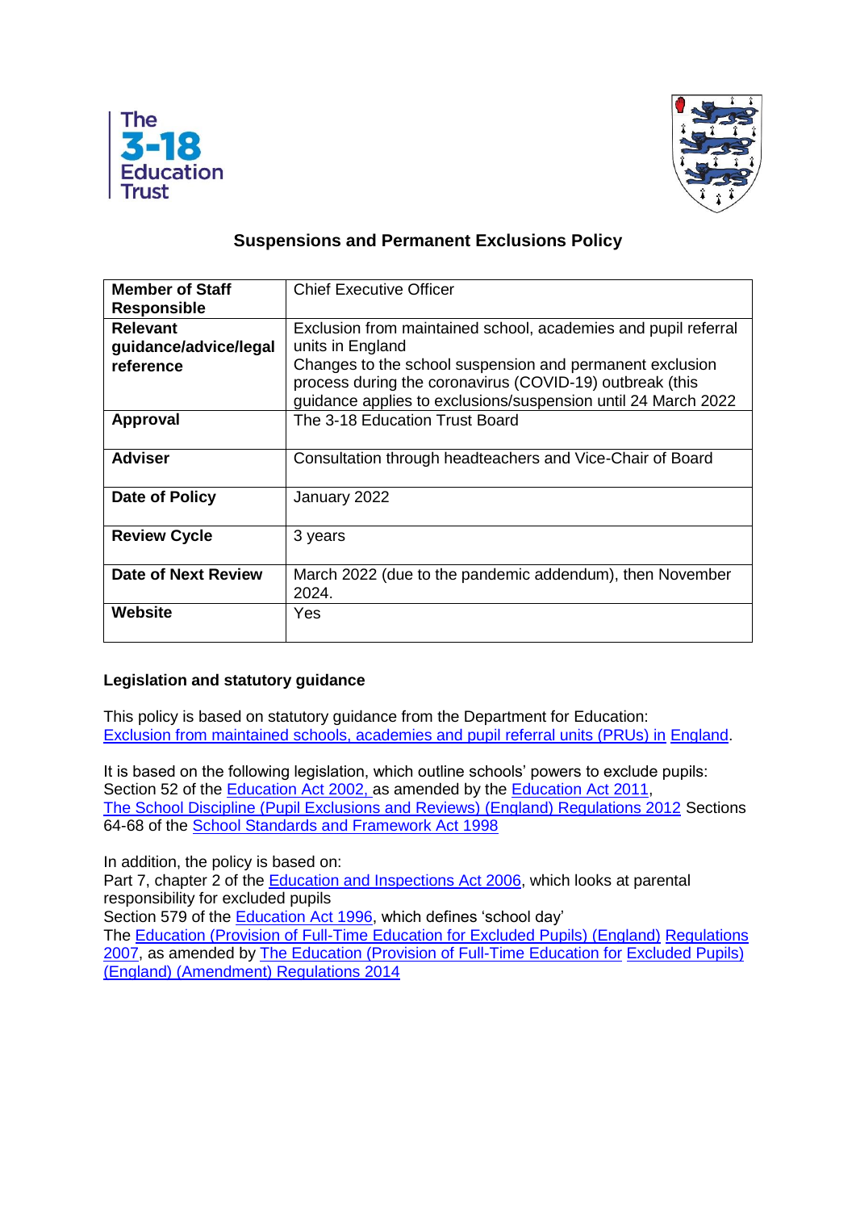The 3-18 Education Trust

# Suspensions and Permanent Exclusions Policy

| **Member of Staff Responsible** | Chief Executive Officer |
|---|---|
| **Relevant guidance/advice/legal reference** | Exclusion from maintained school, academies and pupil referral units in England<br>Changes to the school suspension and permanent exclusion process during the coronavirus (COVID-19) outbreak (this guidance applies to exclusions/suspension until 24 March 2022 |
| **Approval** | The 3-18 Education Trust Board |
| **Adviser** | Consultation through headteachers and Vice-Chair of Board |
| **Date of Policy** | January 2022 |
| **Review Cycle** | 3 years |
| **Date of Next Review** | March 2022 (due to the pandemic addendum), then November 2024. |
| **Website** | Yes |

**Legislation and statutory guidance**

This policy is based on statutory guidance from the Department for Education: Exclusion from maintained schools, academies and pupil referral units (PRUs) in England.

It is based on the following legislation, which outline schools' powers to exclude pupils:
Section 52 of the Education Act 2002, as amended by the Education Act 2011,
The School Discipline (Pupil Exclusions and Reviews) (England) Regulations 2012 Sections 64-68 of the School Standards and Framework Act 1998

In addition, the policy is based on:
Part 7, chapter 2 of the Education and Inspections Act 2006, which looks at parental responsibility for excluded pupils
Section 579 of the Education Act 1996, which defines 'school day'
The Education (Provision of Full-Time Education for Excluded Pupils) (England) Regulations 2007, as amended by The Education (Provision of Full-Time Education for Excluded Pupils) (England) (Amendment) Regulations 2014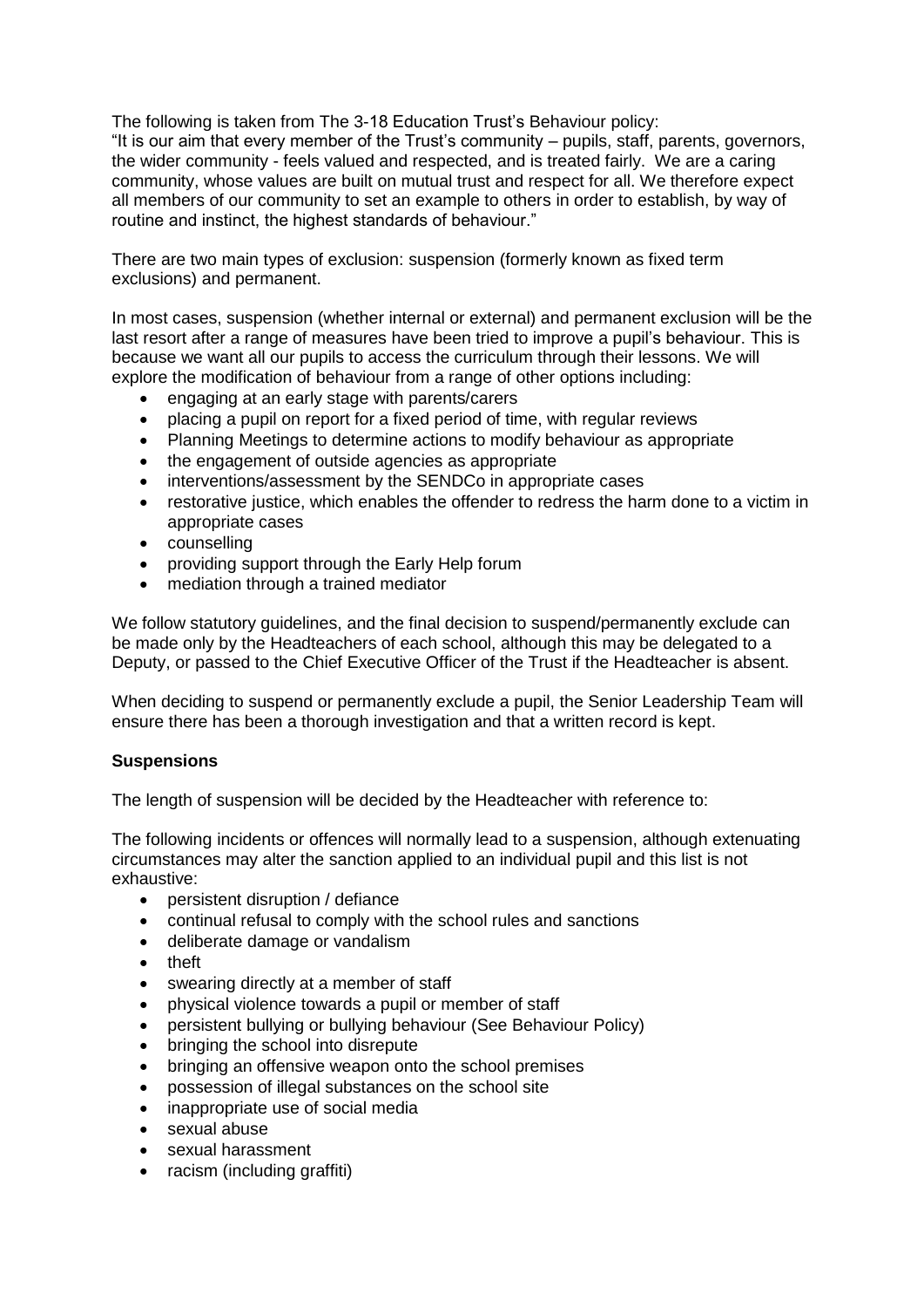The following is taken from The 3-18 Education Trust's Behaviour policy:
"It is our aim that every member of the Trust's community – pupils, staff, parents, governors, the wider community - feels valued and respected, and is treated fairly. We are a caring community, whose values are built on mutual trust and respect for all. We therefore expect all members of our community to set an example to others in order to establish, by way of routine and instinct, the highest standards of behaviour."

There are two main types of exclusion: suspension (formerly known as fixed term exclusions) and permanent.

In most cases, suspension (whether internal or external) and permanent exclusion will be the last resort after a range of measures have been tried to improve a pupil's behaviour. This is because we want all our pupils to access the curriculum through their lessons. We will explore the modification of behaviour from a range of other options including:

- engaging at an early stage with parents/carers
- placing a pupil on report for a fixed period of time, with regular reviews
- Planning Meetings to determine actions to modify behaviour as appropriate
- the engagement of outside agencies as appropriate
- interventions/assessment by the SENDCo in appropriate cases
- restorative justice, which enables the offender to redress the harm done to a victim in appropriate cases
- counselling
- providing support through the Early Help forum
- mediation through a trained mediator

We follow statutory guidelines, and the final decision to suspend/permanently exclude can be made only by the Headteachers of each school, although this may be delegated to a Deputy, or passed to the Chief Executive Officer of the Trust if the Headteacher is absent.

When deciding to suspend or permanently exclude a pupil, the Senior Leadership Team will ensure there has been a thorough investigation and that a written record is kept.

**Suspensions**

The length of suspension will be decided by the Headteacher with reference to:

The following incidents or offences will normally lead to a suspension, although extenuating circumstances may alter the sanction applied to an individual pupil and this list is not exhaustive:

- persistent disruption / defiance
- continual refusal to comply with the school rules and sanctions
- deliberate damage or vandalism
- theft
- swearing directly at a member of staff
- physical violence towards a pupil or member of staff
- persistent bullying or bullying behaviour (See Behaviour Policy)
- bringing the school into disrepute
- bringing an offensive weapon onto the school premises
- possession of illegal substances on the school site
- inappropriate use of social media
- sexual abuse
- sexual harassment
- racism (including graffiti)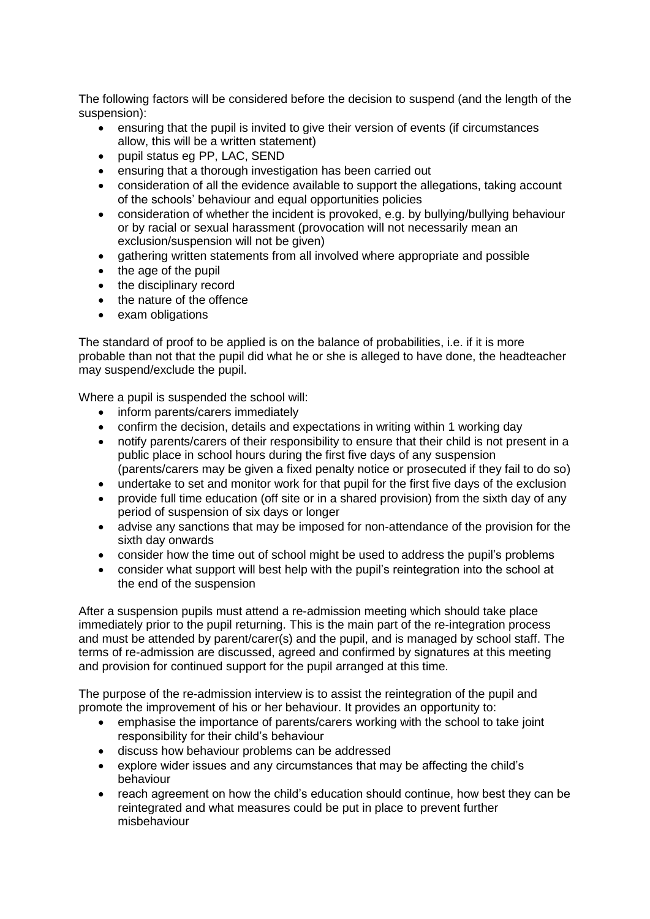The following factors will be considered before the decision to suspend (and the length of the suspension):

- ensuring that the pupil is invited to give their version of events (if circumstances allow, this will be a written statement)
- pupil status eg PP, LAC, SEND
- ensuring that a thorough investigation has been carried out
- consideration of all the evidence available to support the allegations, taking account of the schools' behaviour and equal opportunities policies
- consideration of whether the incident is provoked, e.g. by bullying/bullying behaviour or by racial or sexual harassment (provocation will not necessarily mean an exclusion/suspension will not be given)
- gathering written statements from all involved where appropriate and possible
- the age of the pupil
- the disciplinary record
- the nature of the offence
- exam obligations

The standard of proof to be applied is on the balance of probabilities, i.e. if it is more probable than not that the pupil did what he or she is alleged to have done, the headteacher may suspend/exclude the pupil.

Where a pupil is suspended the school will:

- inform parents/carers immediately
- confirm the decision, details and expectations in writing within 1 working day
- notify parents/carers of their responsibility to ensure that their child is not present in a public place in school hours during the first five days of any suspension (parents/carers may be given a fixed penalty notice or prosecuted if they fail to do so)
- undertake to set and monitor work for that pupil for the first five days of the exclusion
- provide full time education (off site or in a shared provision) from the sixth day of any period of suspension of six days or longer
- advise any sanctions that may be imposed for non-attendance of the provision for the sixth day onwards
- consider how the time out of school might be used to address the pupil's problems
- consider what support will best help with the pupil's reintegration into the school at the end of the suspension

After a suspension pupils must attend a re-admission meeting which should take place immediately prior to the pupil returning. This is the main part of the re-integration process and must be attended by parent/carer(s) and the pupil, and is managed by school staff. The terms of re-admission are discussed, agreed and confirmed by signatures at this meeting and provision for continued support for the pupil arranged at this time.

The purpose of the re-admission interview is to assist the reintegration of the pupil and promote the improvement of his or her behaviour. It provides an opportunity to:

- emphasise the importance of parents/carers working with the school to take joint responsibility for their child's behaviour
- discuss how behaviour problems can be addressed
- explore wider issues and any circumstances that may be affecting the child's behaviour
- reach agreement on how the child's education should continue, how best they can be reintegrated and what measures could be put in place to prevent further misbehaviour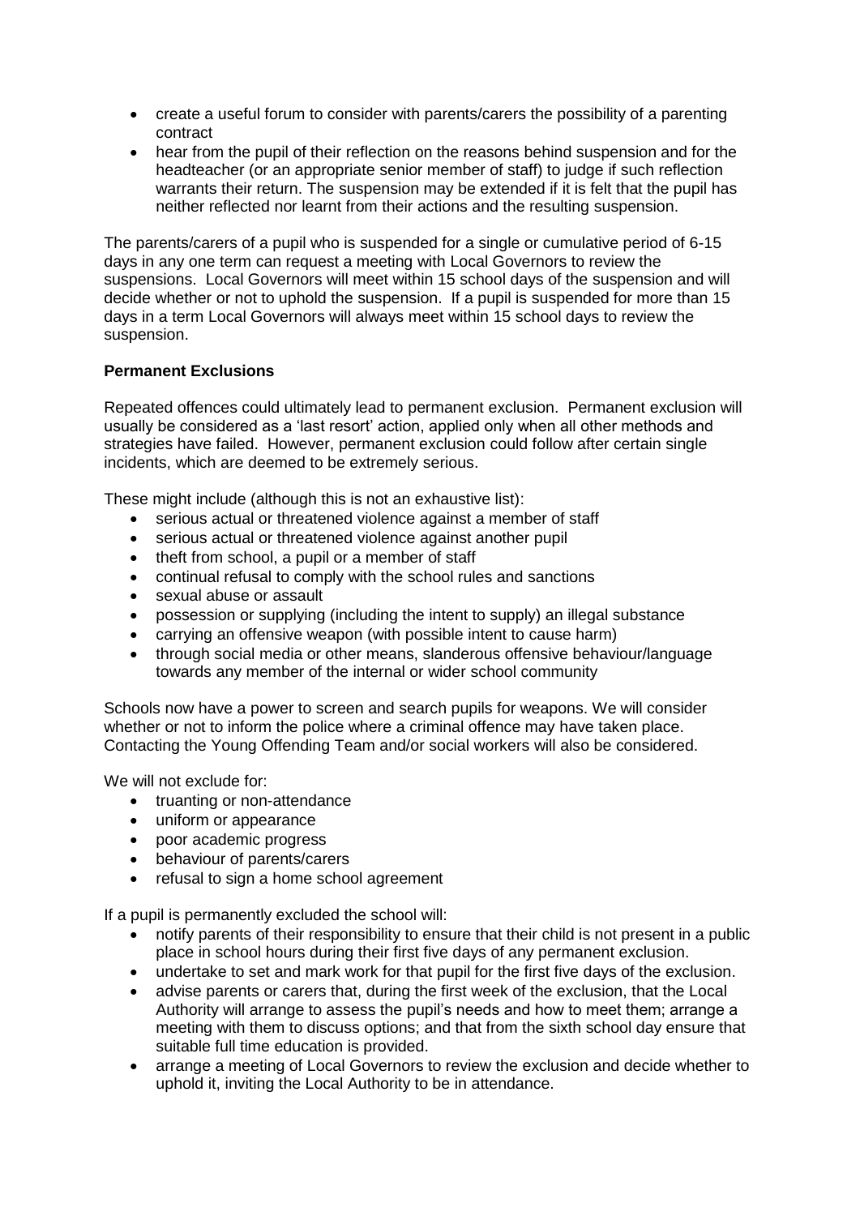- create a useful forum to consider with parents/carers the possibility of a parenting contract
- hear from the pupil of their reflection on the reasons behind suspension and for the headteacher (or an appropriate senior member of staff) to judge if such reflection warrants their return. The suspension may be extended if it is felt that the pupil has neither reflected nor learnt from their actions and the resulting suspension.

The parents/carers of a pupil who is suspended for a single or cumulative period of 6-15 days in any one term can request a meeting with Local Governors to review the suspensions. Local Governors will meet within 15 school days of the suspension and will decide whether or not to uphold the suspension. If a pupil is suspended for more than 15 days in a term Local Governors will always meet within 15 school days to review the suspension.

**Permanent Exclusions**

Repeated offences could ultimately lead to permanent exclusion. Permanent exclusion will usually be considered as a 'last resort' action, applied only when all other methods and strategies have failed. However, permanent exclusion could follow after certain single incidents, which are deemed to be extremely serious.

These might include (although this is not an exhaustive list):

- serious actual or threatened violence against a member of staff
- serious actual or threatened violence against another pupil
- theft from school, a pupil or a member of staff
- continual refusal to comply with the school rules and sanctions
- sexual abuse or assault
- possession or supplying (including the intent to supply) an illegal substance
- carrying an offensive weapon (with possible intent to cause harm)
- through social media or other means, slanderous offensive behaviour/language towards any member of the internal or wider school community

Schools now have a power to screen and search pupils for weapons. We will consider whether or not to inform the police where a criminal offence may have taken place. Contacting the Young Offending Team and/or social workers will also be considered.

We will not exclude for:

- truanting or non-attendance
- uniform or appearance
- poor academic progress
- behaviour of parents/carers
- refusal to sign a home school agreement

If a pupil is permanently excluded the school will:

- notify parents of their responsibility to ensure that their child is not present in a public place in school hours during their first five days of any permanent exclusion.
- undertake to set and mark work for that pupil for the first five days of the exclusion.
- advise parents or carers that, during the first week of the exclusion, that the Local Authority will arrange to assess the pupil's needs and how to meet them; arrange a meeting with them to discuss options; and that from the sixth school day ensure that suitable full time education is provided.
- arrange a meeting of Local Governors to review the exclusion and decide whether to uphold it, inviting the Local Authority to be in attendance.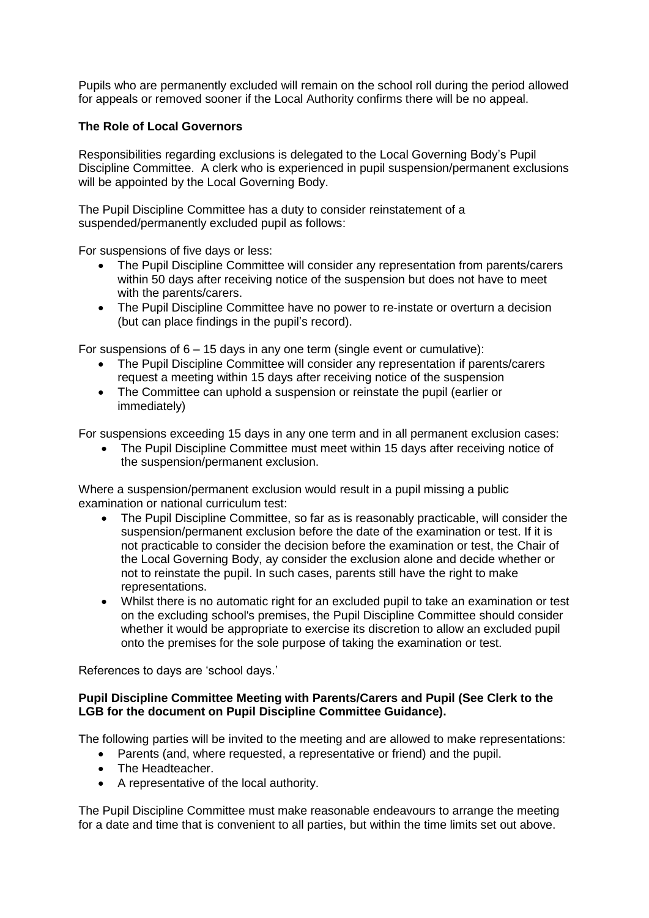Pupils who are permanently excluded will remain on the school roll during the period allowed for appeals or removed sooner if the Local Authority confirms there will be no appeal.

**The Role of Local Governors**

Responsibilities regarding exclusions is delegated to the Local Governing Body's Pupil Discipline Committee. A clerk who is experienced in pupil suspension/permanent exclusions will be appointed by the Local Governing Body.

The Pupil Discipline Committee has a duty to consider reinstatement of a suspended/permanently excluded pupil as follows:

For suspensions of five days or less:

- The Pupil Discipline Committee will consider any representation from parents/carers within 50 days after receiving notice of the suspension but does not have to meet with the parents/carers.
- The Pupil Discipline Committee have no power to re-instate or overturn a decision (but can place findings in the pupil's record).

For suspensions of 6 – 15 days in any one term (single event or cumulative):

- The Pupil Discipline Committee will consider any representation if parents/carers request a meeting within 15 days after receiving notice of the suspension
- The Committee can uphold a suspension or reinstate the pupil (earlier or immediately)

For suspensions exceeding 15 days in any one term and in all permanent exclusion cases:

- The Pupil Discipline Committee must meet within 15 days after receiving notice of the suspension/permanent exclusion.

Where a suspension/permanent exclusion would result in a pupil missing a public examination or national curriculum test:

- The Pupil Discipline Committee, so far as is reasonably practicable, will consider the suspension/permanent exclusion before the date of the examination or test. If it is not practicable to consider the decision before the examination or test, the Chair of the Local Governing Body, ay consider the exclusion alone and decide whether or not to reinstate the pupil. In such cases, parents still have the right to make representations.
- Whilst there is no automatic right for an excluded pupil to take an examination or test on the excluding school's premises, the Pupil Discipline Committee should consider whether it would be appropriate to exercise its discretion to allow an excluded pupil onto the premises for the sole purpose of taking the examination or test.

References to days are 'school days.'

**Pupil Discipline Committee Meeting with Parents/Carers and Pupil (See Clerk to the LGB for the document on Pupil Discipline Committee Guidance).**

The following parties will be invited to the meeting and are allowed to make representations:

- Parents (and, where requested, a representative or friend) and the pupil.
- The Headteacher.
- A representative of the local authority.

The Pupil Discipline Committee must make reasonable endeavours to arrange the meeting for a date and time that is convenient to all parties, but within the time limits set out above.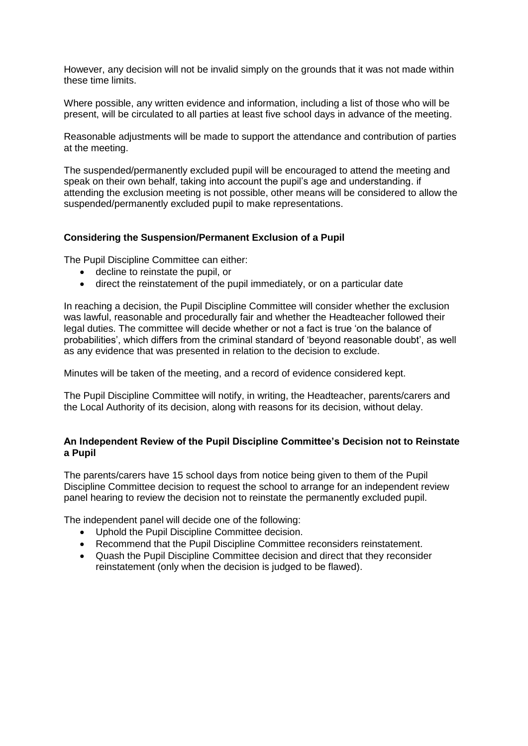However, any decision will not be invalid simply on the grounds that it was not made within these time limits.

Where possible, any written evidence and information, including a list of those who will be present, will be circulated to all parties at least five school days in advance of the meeting.

Reasonable adjustments will be made to support the attendance and contribution of parties at the meeting.

The suspended/permanently excluded pupil will be encouraged to attend the meeting and speak on their own behalf, taking into account the pupil's age and understanding. if attending the exclusion meeting is not possible, other means will be considered to allow the suspended/permanently excluded pupil to make representations.

**Considering the Suspension/Permanent Exclusion of a Pupil**

The Pupil Discipline Committee can either:

- decline to reinstate the pupil, or
- direct the reinstatement of the pupil immediately, or on a particular date

In reaching a decision, the Pupil Discipline Committee will consider whether the exclusion was lawful, reasonable and procedurally fair and whether the Headteacher followed their legal duties. The committee will decide whether or not a fact is true 'on the balance of probabilities', which differs from the criminal standard of 'beyond reasonable doubt', as well as any evidence that was presented in relation to the decision to exclude.

Minutes will be taken of the meeting, and a record of evidence considered kept.

The Pupil Discipline Committee will notify, in writing, the Headteacher, parents/carers and the Local Authority of its decision, along with reasons for its decision, without delay.

**An Independent Review of the Pupil Discipline Committee's Decision not to Reinstate a Pupil**

The parents/carers have 15 school days from notice being given to them of the Pupil Discipline Committee decision to request the school to arrange for an independent review panel hearing to review the decision not to reinstate the permanently excluded pupil.

The independent panel will decide one of the following:

- Uphold the Pupil Discipline Committee decision.
- Recommend that the Pupil Discipline Committee reconsiders reinstatement.
- Quash the Pupil Discipline Committee decision and direct that they reconsider reinstatement (only when the decision is judged to be flawed).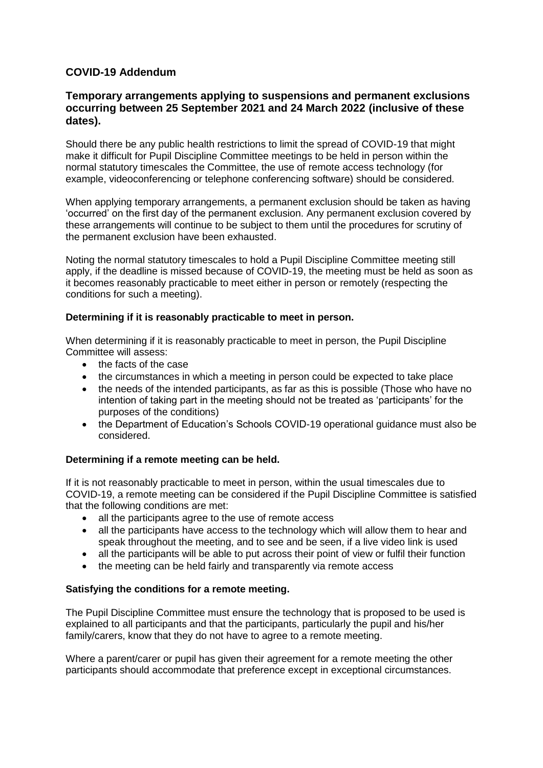## COVID-19 Addendum

### Temporary arrangements applying to suspensions and permanent exclusions occurring between 25 September 2021 and 24 March 2022 (inclusive of these dates).

Should there be any public health restrictions to limit the spread of COVID-19 that might make it difficult for Pupil Discipline Committee meetings to be held in person within the normal statutory timescales the Committee, the use of remote access technology (for example, videoconferencing or telephone conferencing software) should be considered.

When applying temporary arrangements, a permanent exclusion should be taken as having 'occurred' on the first day of the permanent exclusion. Any permanent exclusion covered by these arrangements will continue to be subject to them until the procedures for scrutiny of the permanent exclusion have been exhausted.

Noting the normal statutory timescales to hold a Pupil Discipline Committee meeting still apply, if the deadline is missed because of COVID-19, the meeting must be held as soon as it becomes reasonably practicable to meet either in person or remotely (respecting the conditions for such a meeting).

**Determining if it is reasonably practicable to meet in person.**

When determining if it is reasonably practicable to meet in person, the Pupil Discipline Committee will assess:

- the facts of the case
- the circumstances in which a meeting in person could be expected to take place
- the needs of the intended participants, as far as this is possible (Those who have no intention of taking part in the meeting should not be treated as 'participants' for the purposes of the conditions)
- the Department of Education's Schools COVID-19 operational guidance must also be considered.

**Determining if a remote meeting can be held.**

If it is not reasonably practicable to meet in person, within the usual timescales due to COVID-19, a remote meeting can be considered if the Pupil Discipline Committee is satisfied that the following conditions are met:

- all the participants agree to the use of remote access
- all the participants have access to the technology which will allow them to hear and speak throughout the meeting, and to see and be seen, if a live video link is used
- all the participants will be able to put across their point of view or fulfil their function
- the meeting can be held fairly and transparently via remote access

**Satisfying the conditions for a remote meeting.**

The Pupil Discipline Committee must ensure the technology that is proposed to be used is explained to all participants and that the participants, particularly the pupil and his/her family/carers, know that they do not have to agree to a remote meeting.

Where a parent/carer or pupil has given their agreement for a remote meeting the other participants should accommodate that preference except in exceptional circumstances.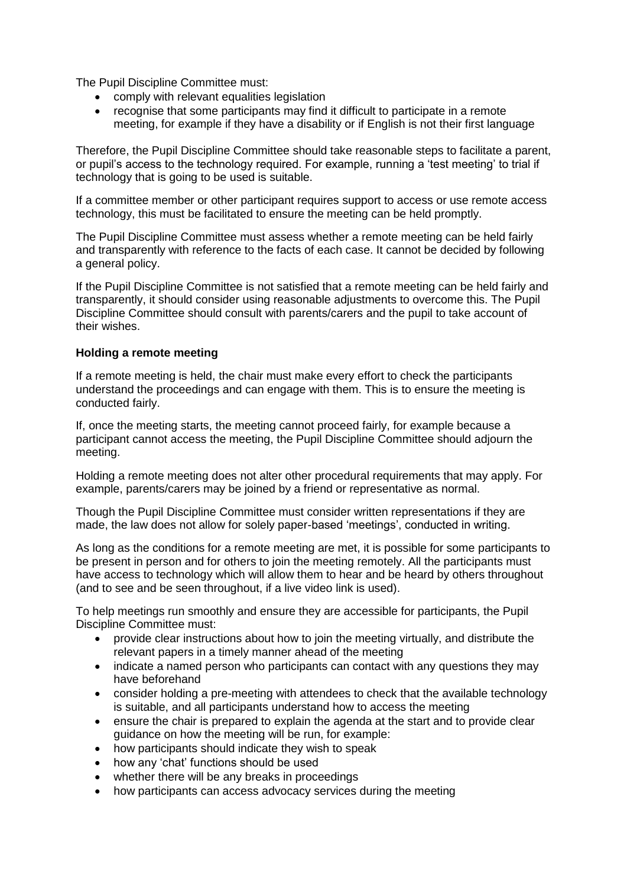The Pupil Discipline Committee must:

- comply with relevant equalities legislation
- recognise that some participants may find it difficult to participate in a remote meeting, for example if they have a disability or if English is not their first language

Therefore, the Pupil Discipline Committee should take reasonable steps to facilitate a parent, or pupil's access to the technology required. For example, running a 'test meeting' to trial if technology that is going to be used is suitable.

If a committee member or other participant requires support to access or use remote access technology, this must be facilitated to ensure the meeting can be held promptly.

The Pupil Discipline Committee must assess whether a remote meeting can be held fairly and transparently with reference to the facts of each case. It cannot be decided by following a general policy.

If the Pupil Discipline Committee is not satisfied that a remote meeting can be held fairly and transparently, it should consider using reasonable adjustments to overcome this. The Pupil Discipline Committee should consult with parents/carers and the pupil to take account of their wishes.

**Holding a remote meeting**

If a remote meeting is held, the chair must make every effort to check the participants understand the proceedings and can engage with them. This is to ensure the meeting is conducted fairly.

If, once the meeting starts, the meeting cannot proceed fairly, for example because a participant cannot access the meeting, the Pupil Discipline Committee should adjourn the meeting.

Holding a remote meeting does not alter other procedural requirements that may apply. For example, parents/carers may be joined by a friend or representative as normal.

Though the Pupil Discipline Committee must consider written representations if they are made, the law does not allow for solely paper-based 'meetings', conducted in writing.

As long as the conditions for a remote meeting are met, it is possible for some participants to be present in person and for others to join the meeting remotely. All the participants must have access to technology which will allow them to hear and be heard by others throughout (and to see and be seen throughout, if a live video link is used).

To help meetings run smoothly and ensure they are accessible for participants, the Pupil Discipline Committee must:

- provide clear instructions about how to join the meeting virtually, and distribute the relevant papers in a timely manner ahead of the meeting
- indicate a named person who participants can contact with any questions they may have beforehand
- consider holding a pre-meeting with attendees to check that the available technology is suitable, and all participants understand how to access the meeting
- ensure the chair is prepared to explain the agenda at the start and to provide clear guidance on how the meeting will be run, for example:
- how participants should indicate they wish to speak
- how any 'chat' functions should be used
- whether there will be any breaks in proceedings
- how participants can access advocacy services during the meeting